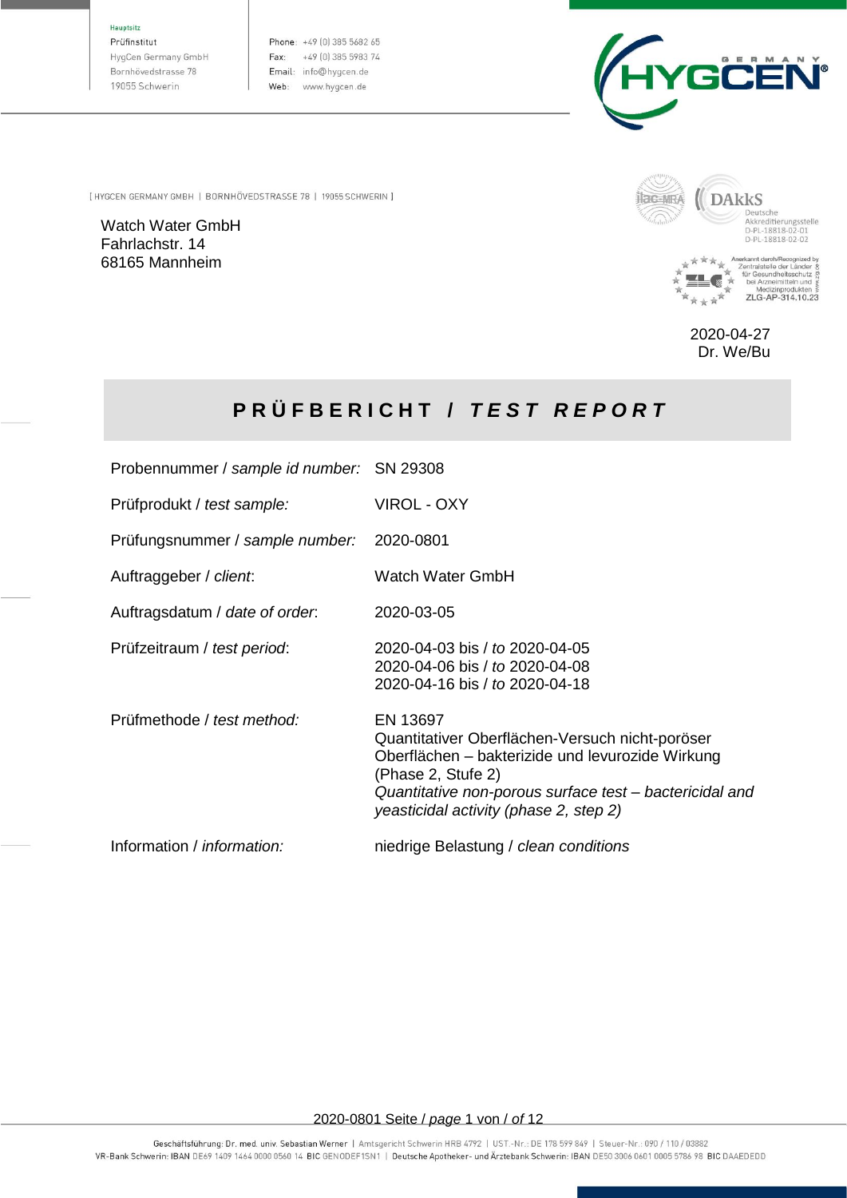Hauptsitz
Prüfinstitut
HygCen Germany GmbH
Bornhövedstrasse 78
19055 Schwerin

Phone: +49 (0) 385 5682 65
Fax: +49 (0) 385 5983 74
Email: info@hygcen.de
Web: www.hygcen.de

[ HYGCEN GERMANY GMBH | BORNHÖVEDSTRASSE 78 | 19055 SCHWERIN ]

Watch Water GmbH
Fahrlachstr. 14
68165 Mannheim

DAkkS Deutsche Akkreditierungsstelle D-PL-18818-02-01 D-PL-18818-02-02

Anerkannt durch/Recognized by Zentralstelle der Länder für Gesundheitsschutz bei Arzneimitteln und Medizinprodukten ZLG-AP-314.10.23

2020-04-27
Dr. We/Bu

# PRÜFBERICHT / *TEST REPORT*

| | |
|---|---|
| Probennummer / *sample id number:* | SN 29308 |
| Prüfprodukt / *test sample:* | VIROL - OXY |
| Prüfungsnummer / *sample number:* | 2020-0801 |
| Auftraggeber / *client*: | Watch Water GmbH |
| Auftragsdatum / *date of order*: | 2020-03-05 |
| Prüfzeitraum / *test period*: | 2020-04-03 bis / *to* 2020-04-05<br>2020-04-06 bis / *to* 2020-04-08<br>2020-04-16 bis / *to* 2020-04-18 |
| Prüfmethode / *test method:* | EN 13697<br>Quantitativer Oberflächen-Versuch nicht-poröser Oberflächen – bakterizide und levurozide Wirkung (Phase 2, Stufe 2)<br>*Quantitative non-porous surface test – bactericidal and yeasticidal activity (phase 2, step 2)* |
| Information / *information:* | niedrige Belastung / *clean conditions* |

Geschäftsführung: Dr. med. univ. Sebastian Werner | Amtsgericht Schwerin HRB 4792 | UST.-Nr.: DE 178 599 849 | Steuer-Nr.: 090 / 110 / 03882
VR-Bank Schwerin: IBAN DE69 1409 1464 0000 0560 14 BIC GENODEF1SN1 | Deutsche Apotheker- und Ärztebank Schwerin: IBAN DE50 3006 0601 0005 5786 98 BIC DAAEDEDD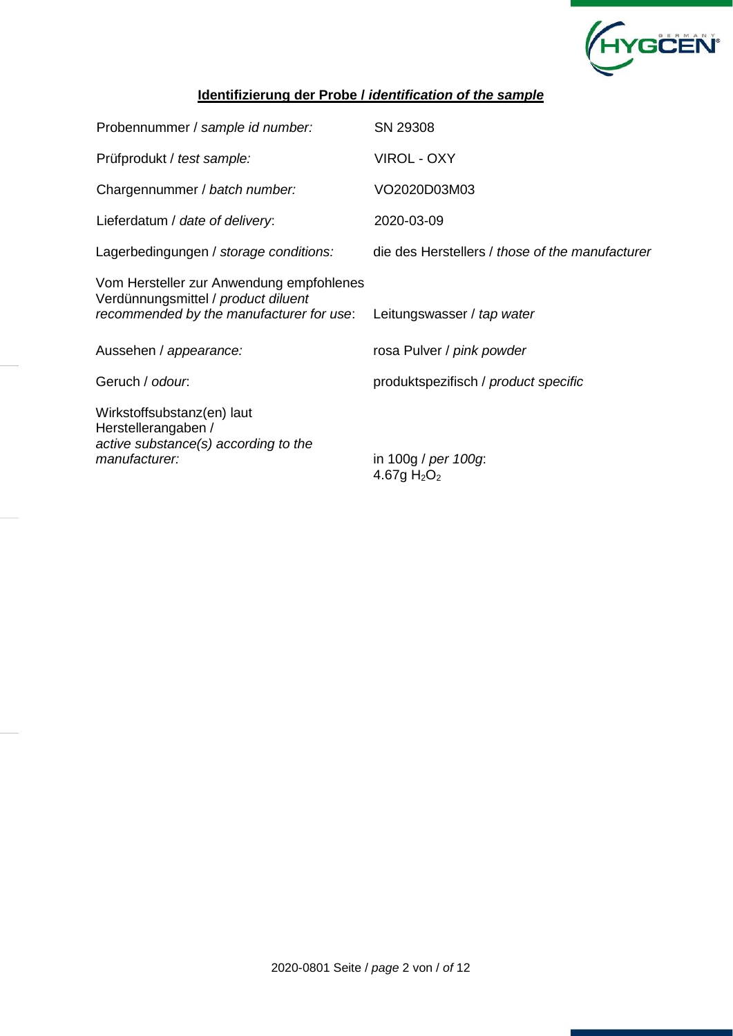## **Identifizierung der Probe /** ***identification of the sample***

| | |
|---|---|
| Probennummer / *sample id number:* | SN 29308 |
| Prüfprodukt / *test sample:* | VIROL - OXY |
| Chargennummer / *batch number:* | VO2020D03M03 |
| Lieferdatum / *date of delivery*: | 2020-03-09 |
| Lagerbedingungen / *storage conditions:* | die des Herstellers / *those of the manufacturer* |
| Vom Hersteller zur Anwendung empfohlenes Verdünnungsmittel / *product diluent recommended by the manufacturer for use*: | Leitungswasser / *tap water* |
| Aussehen / *appearance:* | rosa Pulver / *pink powder* |
| Geruch / *odour*: | produktspezifisch / *product specific* |
| Wirkstoffsubstanz(en) laut Herstellerangaben / *active substance(s) according to the manufacturer:* | in 100g / *per 100g*: 4.67g $H_2O_2$ |

2020-0801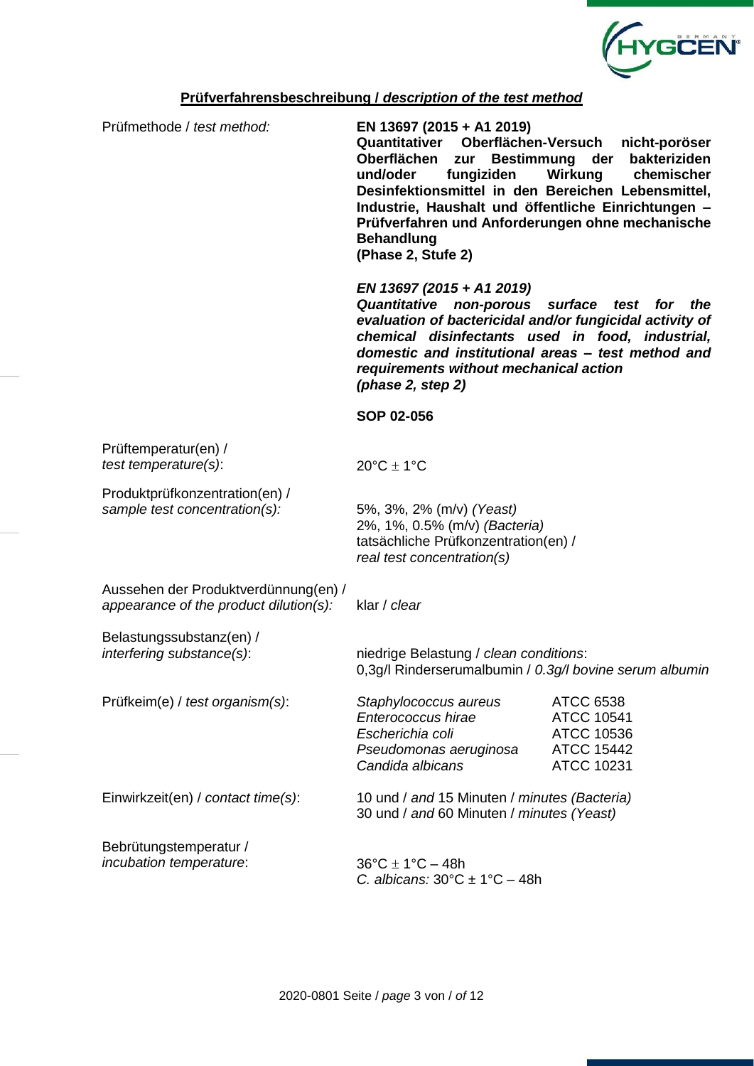## **Prüfverfahrensbeschreibung / *description of the test method***

| | |
|---|---|
| Prüfmethode / *test method:* | **EN 13697 (2015 + A1 2019)**<br>**Quantitativer Oberflächen-Versuch nicht-poröser Oberflächen zur Bestimmung der bakteriziden und/oder fungiziden Wirkung chemischer Desinfektionsmittel in den Bereichen Lebensmittel, Industrie, Haushalt und öffentliche Einrichtungen – Prüfverfahren und Anforderungen ohne mechanische Behandlung**<br>**(Phase 2, Stufe 2)**<br><br>***EN 13697 (2015 + A1 2019)***<br>***Quantitative non-porous surface test for the evaluation of bactericidal and/or fungicidal activity of chemical disinfectants used in food, industrial, domestic and institutional areas – test method and requirements without mechanical action***<br>***(phase 2, step 2)***<br><br>**SOP 02-056** |
| Prüftemperatur(en) / *test temperature(s)*: | 20°C ± 1°C |
| Produktprüfkonzentration(en) / *sample test concentration(s):* | 5%, 3%, 2% (m/v) *(Yeast)*<br>2%, 1%, 0.5% (m/v) *(Bacteria)*<br>tatsächliche Prüfkonzentration(en) / *real test concentration(s)* |
| Aussehen der Produktverdünnung(en) / *appearance of the product dilution(s):* | klar / *clear* |
| Belastungssubstanz(en) / *interfering substance(s)*: | niedrige Belastung / *clean conditions*:<br>0,3g/l Rinderserumalbumin / *0.3g/l bovine serum albumin* |
| Prüfkeim(e) / *test organism(s)*: | *Staphylococcus aureus* ATCC 6538<br>*Enterococcus hirae* ATCC 10541<br>*Escherichia coli* ATCC 10536<br>*Pseudomonas aeruginosa* ATCC 15442<br>*Candida albicans* ATCC 10231 |
| Einwirkzeit(en) / *contact time(s)*: | 10 und / *and* 15 Minuten / *minutes (Bacteria)*<br>30 und / *and* 60 Minuten / *minutes (Yeast)* |
| Bebrütungstemperatur / *incubation temperature*: | 36°C ± 1°C – 48h<br>*C. albicans:* 30°C ± 1°C – 48h |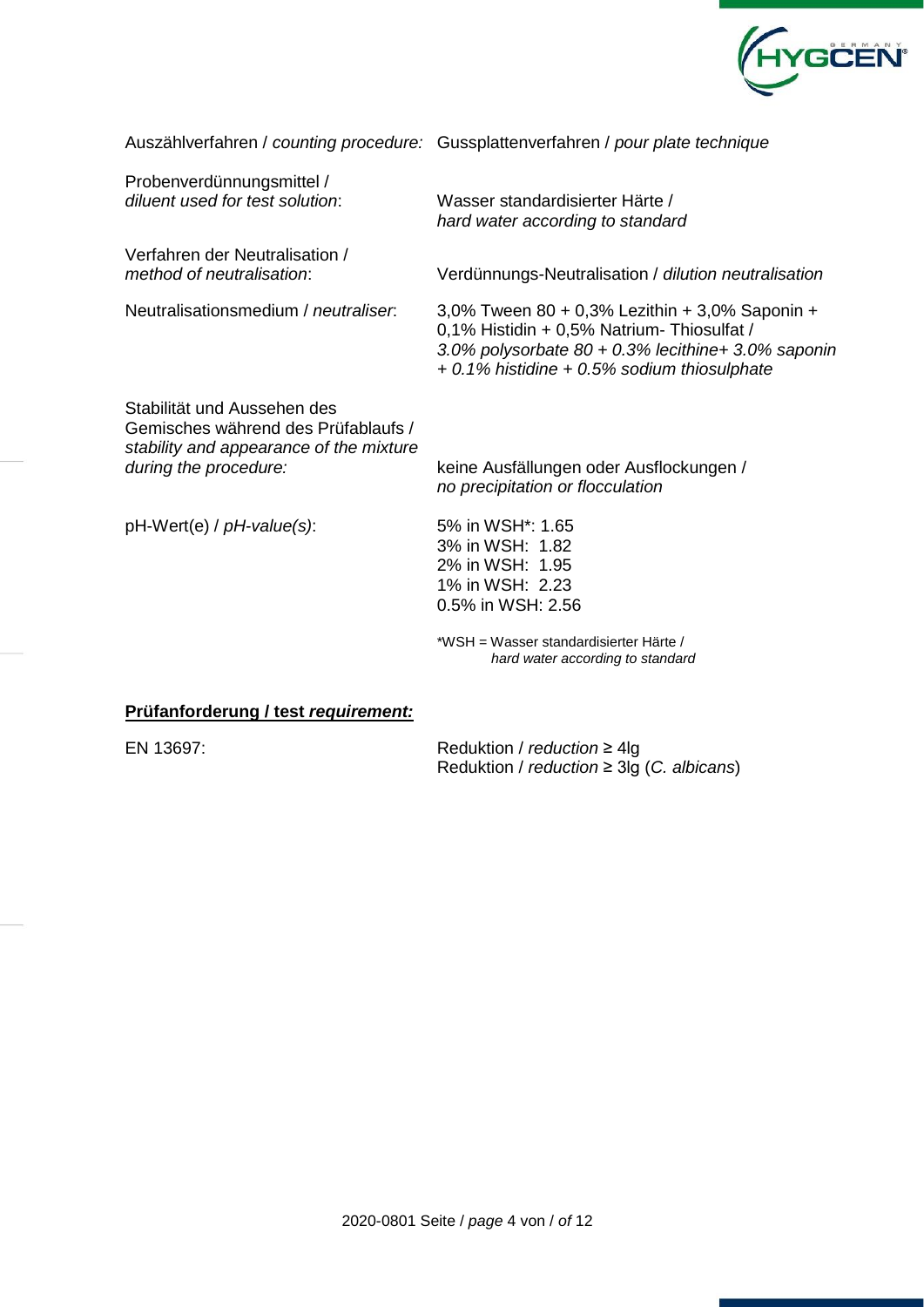Auszählverfahren / *counting procedure:* Gussplattenverfahren / *pour plate technique*

Probenverdünnungsmittel / *diluent used for test solution*: Wasser standardisierter Härte / *hard water according to standard*

Verfahren der Neutralisation / *method of neutralisation*: Verdünnungs-Neutralisation / *dilution neutralisation*

Neutralisationsmedium / *neutraliser*: 3,0% Tween 80 + 0,3% Lezithin + 3,0% Saponin + 0,1% Histidin + 0,5% Natrium- Thiosulfat / *3.0% polysorbate 80 + 0.3% lecithine+ 3.0% saponin + 0.1% histidine + 0.5% sodium thiosulphate*

Stabilität und Aussehen des Gemisches während des Prüfablaufs / *stability and appearance of the mixture during the procedure:* keine Ausfällungen oder Ausflockungen / *no precipitation or flocculation*

pH-Wert(e) / *pH-value(s)*:

5% in WSH*: 1.65
3% in WSH: 1.82
2% in WSH: 1.95
1% in WSH: 2.23
0.5% in WSH: 2.56

*WSH = Wasser standardisierter Härte / *hard water according to standard*

**Prüfanforderung / test *requirement:***

EN 13697: Reduktion / *reduction* ≥ 4lg
Reduktion / *reduction* ≥ 3lg (*C. albicans*)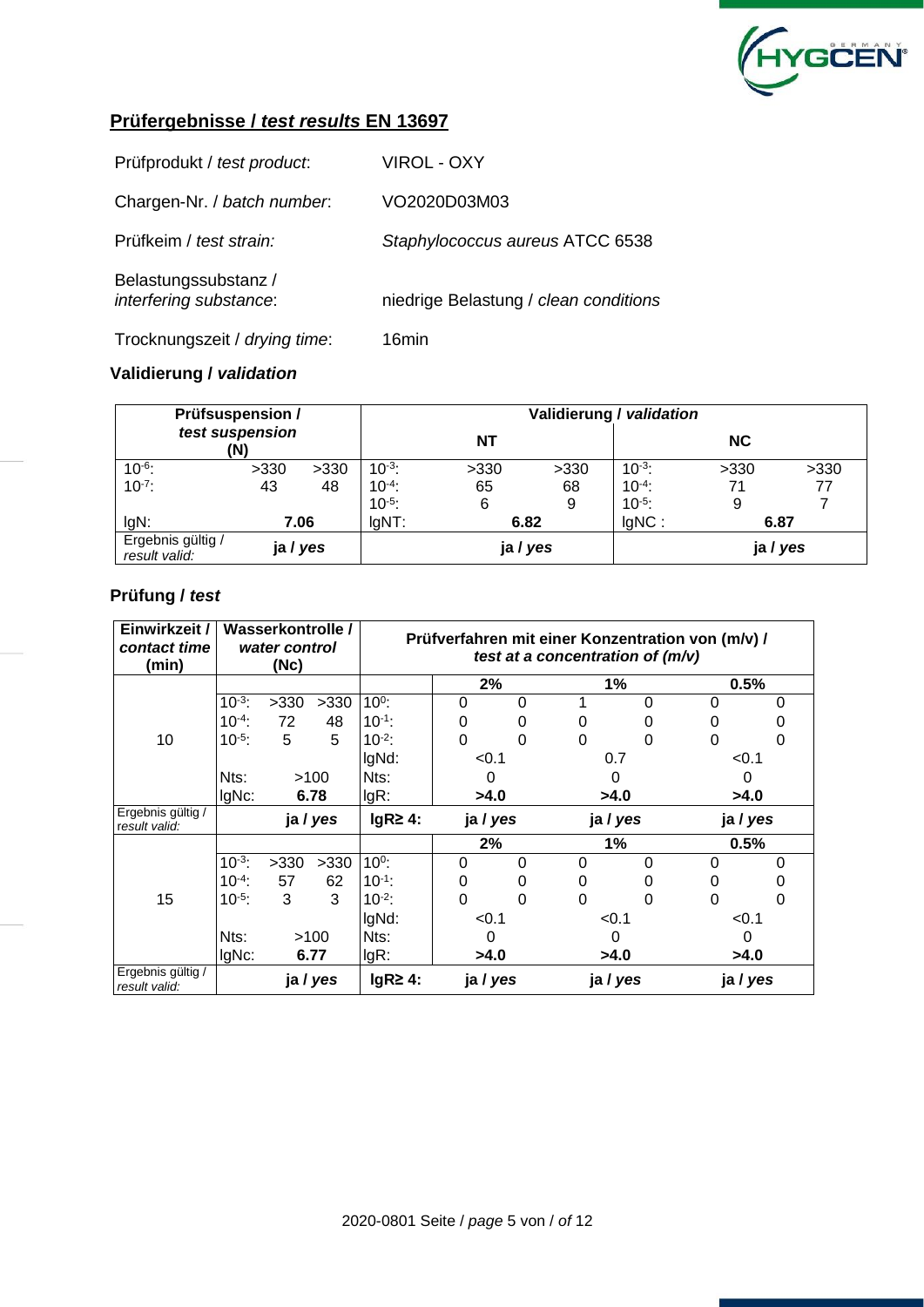## Prüfergebnisse / *test results* EN 13697

| | |
|---|---|
| Prüfprodukt / *test product*: | VIROL - OXY |
| Chargen-Nr. / *batch number*: | VO2020D03M03 |
| Prüfkeim / *test strain:* | *Staphylococcus aureus* ATCC 6538 |
| Belastungssubstanz / *interfering substance*: | niedrige Belastung / *clean conditions* |
| Trocknungszeit / *drying time*: | 16min |

### Validierung / *validation*

| Prüfsuspension / *test suspension* (N) | | | Validierung / *validation* | | | | | |
|---|---|---|---|---|---|---|---|---|
| | | | | **NT** | | | **NC** | |
| $10^{-6}$: | >330 | >330 | $10^{-3}$: | >330 | >330 | $10^{-3}$: | >330 | >330 |
| $10^{-7}$: | 43 | 48 | $10^{-4}$: | 65 | 68 | $10^{-4}$: | 71 | 77 |
| | | | $10^{-5}$: | 6 | 9 | $10^{-5}$: | 9 | 7 |
| lgN: | **7.06** | | lgNT: | **6.82** | | lgNC : | **6.87** | |
| Ergebnis gültig / *result valid:* | **ja / *yes*** | | **ja / *yes*** | | | **ja / *yes*** | | |

### Prüfung / *test*

| Einwirkzeit / *contact time* (min) | Wasserkontrolle / *water control* (Nc) | | | Prüfverfahren mit einer Konzentration von (m/v) / *test at a concentration of (m/v)* | | | | | | |
|---|---|---|---|---|---|---|---|---|---|---|
| | | | | | **2%** | | **1%** | | **0.5%** | |
| 10 | $10^{-3}$: | >330 | >330 | $10^{0}$: | 0 | 0 | 1 | 0 | 0 | 0 |
| | $10^{-4}$: | 72 | 48 | $10^{-1}$: | 0 | 0 | 0 | 0 | 0 | 0 |
| | $10^{-5}$: | 5 | 5 | $10^{-2}$: | 0 | 0 | 0 | 0 | 0 | 0 |
| | | | | lgNd: | <0.1 | | 0.7 | | <0.1 | |
| | Nts: | >100 | | Nts: | 0 | | 0 | | 0 | |
| | lgNc: | **6.78** | | lgR: | **>4.0** | | **>4.0** | | **>4.0** | |
| Ergebnis gültig / *result valid:* | **ja / *yes*** | | | **lgR≥ 4:** | **ja / *yes*** | | **ja / *yes*** | | **ja / *yes*** | |
| | | | | | **2%** | | **1%** | | **0.5%** | |
| 15 | $10^{-3}$: | >330 | >330 | $10^{0}$: | 0 | 0 | 0 | 0 | 0 | 0 |
| | $10^{-4}$: | 57 | 62 | $10^{-1}$: | 0 | 0 | 0 | 0 | 0 | 0 |
| | $10^{-5}$: | 3 | 3 | $10^{-2}$: | 0 | 0 | 0 | 0 | 0 | 0 |
| | | | | lgNd: | <0.1 | | <0.1 | | <0.1 | |
| | Nts: | >100 | | Nts: | 0 | | 0 | | 0 | |
| | lgNc: | **6.77** | | lgR: | **>4.0** | | **>4.0** | | **>4.0** | |
| Ergebnis gültig / *result valid:* | **ja / *yes*** | | | **lgR≥ 4:** | **ja / *yes*** | | **ja / *yes*** | | **ja / *yes*** | |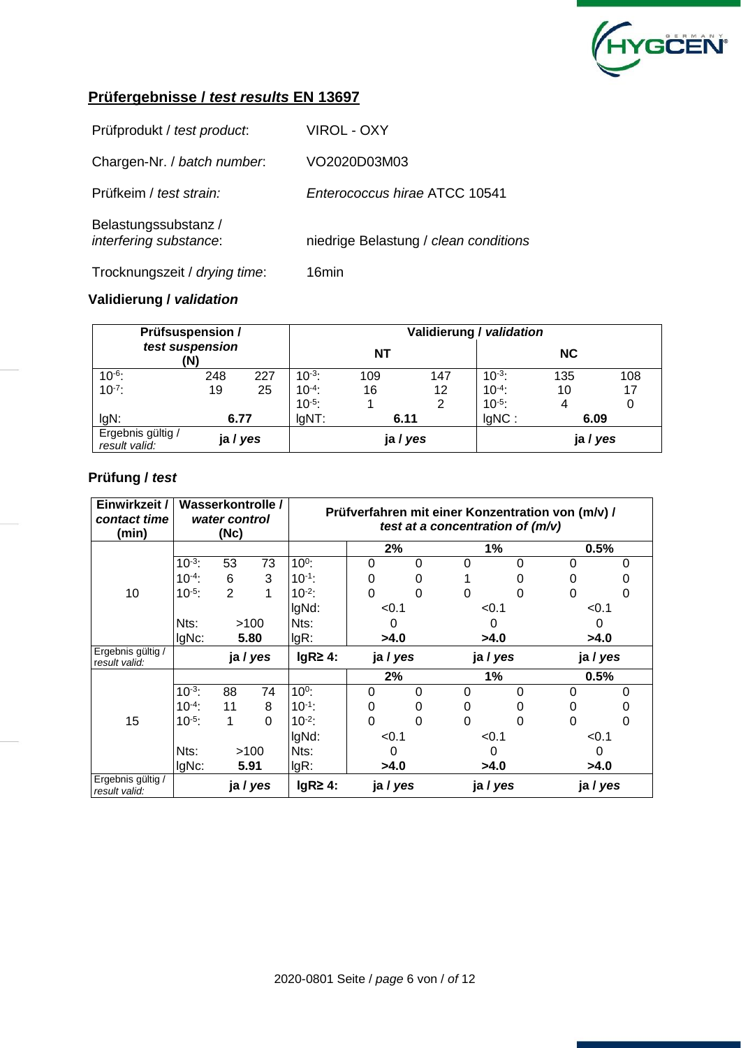## Prüfergebnisse / *test results* EN 13697

| | |
|---|---|
| Prüfprodukt / *test product*: | VIROL - OXY |
| Chargen-Nr. / *batch number*: | VO2020D03M03 |
| Prüfkeim / *test strain:* | *Enterococcus hirae* ATCC 10541 |
| Belastungssubstanz / *interfering substance*: | niedrige Belastung / *clean conditions* |
| Trocknungszeit / *drying time*: | 16min |

### Validierung / *validation*

| Prüfsuspension / *test suspension* (N) | | | Validierung / *validation* | | | | | |
|---|---|---|---|---|---|---|---|---|
| | | | **NT** | | | **NC** | | |
| $10^{-6}$: | 248 | 227 | $10^{-3}$: | 109 | 147 | $10^{-3}$: | 135 | 108 |
| $10^{-7}$: | 19 | 25 | $10^{-4}$: | 16 | 12 | $10^{-4}$: | 10 | 17 |
| | | | $10^{-5}$: | 1 | 2 | $10^{-5}$: | 4 | 0 |
| lgN: | **6.77** | | lgNT: | **6.11** | | lgNC : | **6.09** | |
| Ergebnis gültig / *result valid:* | **ja / *yes*** | | | **ja / *yes*** | | | **ja / *yes*** | |

### Prüfung / *test*

| Einwirkzeit / *contact time* (min) | Wasserkontrolle / *water control* (Nc) | | | Prüfverfahren mit einer Konzentration von (m/v) / *test at a concentration of (m/v)* | | | | | | |
|---|---|---|---|---|---|---|---|---|---|---|
| | | | | | **2%** | | **1%** | | **0.5%** | |
| 10 | $10^{-3}$: | 53 | 73 | $10^{0}$: | 0 | 0 | 0 | 0 | 0 | 0 |
| | $10^{-4}$: | 6 | 3 | $10^{-1}$: | 0 | 0 | 1 | 0 | 0 | 0 |
| | $10^{-5}$: | 2 | 1 | $10^{-2}$: | 0 | 0 | 0 | 0 | 0 | 0 |
| | | | | lgNd: | <0.1 | | <0.1 | | <0.1 | |
| | Nts: | >100 | | Nts: | 0 | | 0 | | 0 | |
| | lgNc: | **5.80** | | lgR: | **>4.0** | | **>4.0** | | **>4.0** | |
| Ergebnis gültig / *result valid:* | **ja / *yes*** | | | **lgR≥ 4:** | **ja / *yes*** | | **ja / *yes*** | | **ja / *yes*** | |
| | | | | | **2%** | | **1%** | | **0.5%** | |
| 15 | $10^{-3}$: | 88 | 74 | $10^{0}$: | 0 | 0 | 0 | 0 | 0 | 0 |
| | $10^{-4}$: | 11 | 8 | $10^{-1}$: | 0 | 0 | 0 | 0 | 0 | 0 |
| | $10^{-5}$: | 1 | 0 | $10^{-2}$: | 0 | 0 | 0 | 0 | 0 | 0 |
| | | | | lgNd: | <0.1 | | <0.1 | | <0.1 | |
| | Nts: | >100 | | Nts: | 0 | | 0 | | 0 | |
| | lgNc: | **5.91** | | lgR: | **>4.0** | | **>4.0** | | **>4.0** | |
| Ergebnis gültig / *result valid:* | **ja / *yes*** | | | **lgR≥ 4:** | **ja / *yes*** | | **ja / *yes*** | | **ja / *yes*** | |

2020-0801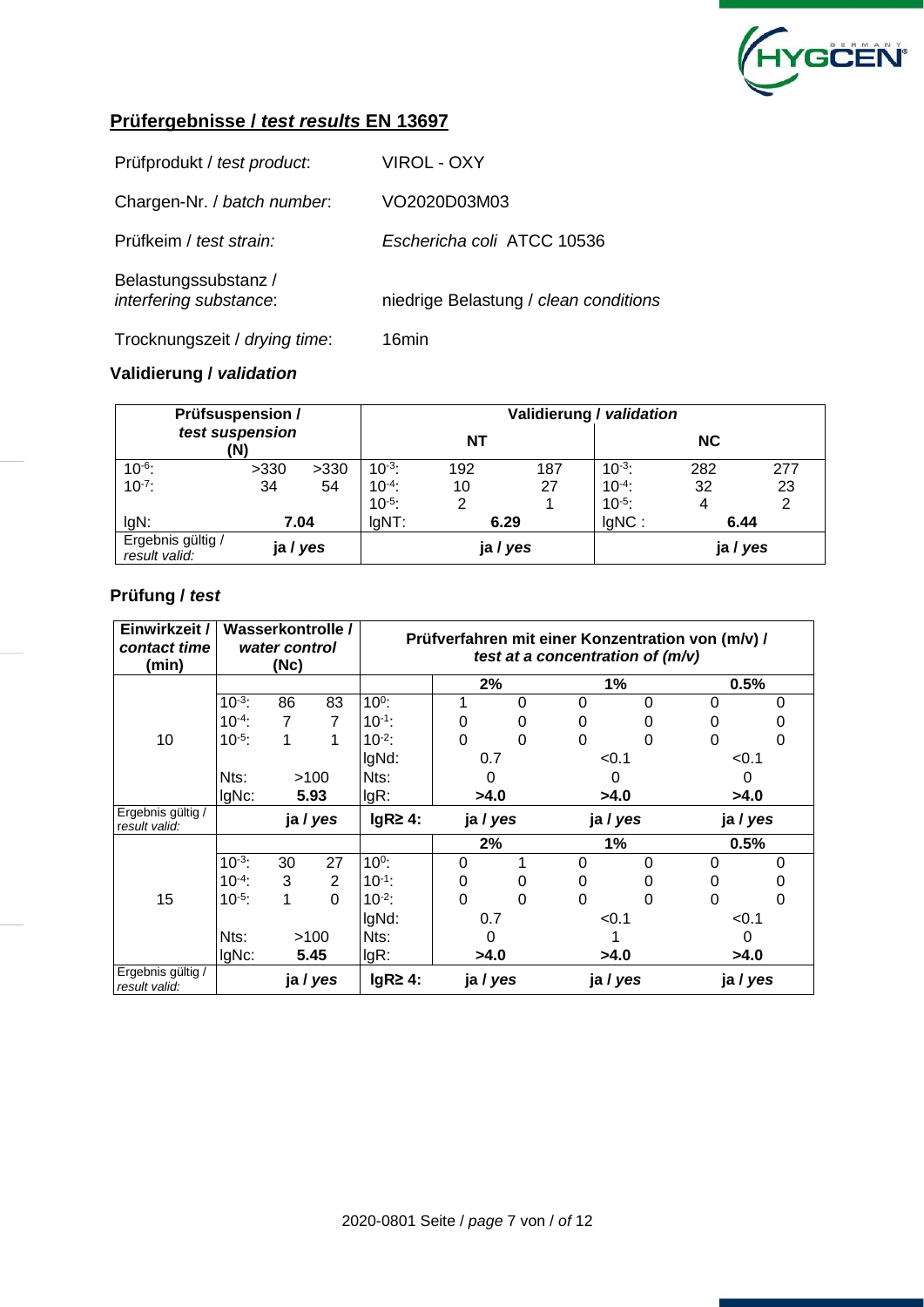## Prüfergebnisse / *test results* EN 13697

| | |
|---|---|
| Prüfprodukt / *test product*: | VIROL - OXY |
| Chargen-Nr. / *batch number*: | VO2020D03M03 |
| Prüfkeim / *test strain:* | *Eschericha coli* ATCC 10536 |
| Belastungssubstanz / *interfering substance*: | niedrige Belastung / *clean conditions* |
| Trocknungszeit / *drying time*: | 16min |

### Validierung / *validation*

| Prüfsuspension / *test suspension* (N) | | | Validierung / *validation* | | | | | |
|---|---|---|---|---|---|---|---|---|
| | | | NT | | | NC | | |
| $10^{-6}$: | >330 | >330 | $10^{-3}$: | 192 | 187 | $10^{-3}$: | 282 | 277 |
| $10^{-7}$: | 34 | 54 | $10^{-4}$: | 10 | 27 | $10^{-4}$: | 32 | 23 |
| | | | $10^{-5}$: | 2 | 1 | $10^{-5}$: | 4 | 2 |
| lgN: | 7.04 | | lgNT: | 6.29 | | lgNC : | 6.44 | |
| Ergebnis gültig / *result valid:* | ja / *yes* | | ja / *yes* | | | ja / *yes* | | |

### Prüfung / *test*

| Einwirkzeit / *contact time* (min) | Wasserkontrolle / *water control* (Nc) | | | Prüfverfahren mit einer Konzentration von (m/v) / *test at a concentration of (m/v)* | | | | | | |
|---|---|---|---|---|---|---|---|---|---|---|
| | | | | | 2% | | 1% | | 0.5% | |
| 10 | $10^{-3}$: | 86 | 83 | $10^{0}$: | 1 | 0 | 0 | 0 | 0 | 0 |
| | $10^{-4}$: | 7 | 7 | $10^{-1}$: | 0 | 0 | 0 | 0 | 0 | 0 |
| | $10^{-5}$: | 1 | 1 | $10^{-2}$: | 0 | 0 | 0 | 0 | 0 | 0 |
| | | | | lgNd: | 0.7 | | <0.1 | | <0.1 | |
| | Nts: | >100 | | Nts: | 0 | | 0 | | 0 | |
| | lgNc: | 5.93 | | lgR: | >4.0 | | >4.0 | | >4.0 | |
| Ergebnis gültig / *result valid:* | ja / *yes* | | | lgR≥ 4: | ja / *yes* | | ja / *yes* | | ja / *yes* | |
| | | | | | 2% | | 1% | | 0.5% | |
| 15 | $10^{-3}$: | 30 | 27 | $10^{0}$: | 0 | 1 | 0 | 0 | 0 | 0 |
| | $10^{-4}$: | 3 | 2 | $10^{-1}$: | 0 | 0 | 0 | 0 | 0 | 0 |
| | $10^{-5}$: | 1 | 0 | $10^{-2}$: | 0 | 0 | 0 | 0 | 0 | 0 |
| | | | | lgNd: | 0.7 | | <0.1 | | <0.1 | |
| | Nts: | >100 | | Nts: | 0 | | 1 | | 0 | |
| | lgNc: | 5.45 | | lgR: | >4.0 | | >4.0 | | >4.0 | |
| Ergebnis gültig / *result valid:* | ja / *yes* | | | lgR≥ 4: | ja / *yes* | | ja / *yes* | | ja / *yes* | |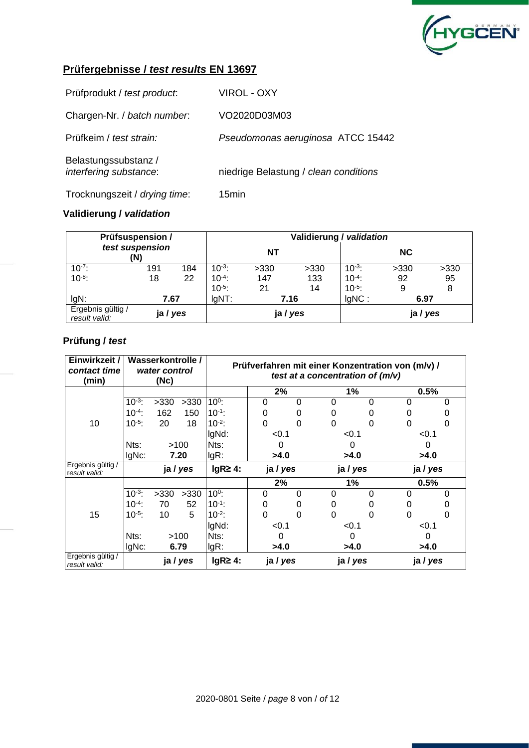## Prüfergebnisse / *test results* EN 13697

| | |
|---|---|
| Prüfprodukt / *test product*: | VIROL - OXY |
| Chargen-Nr. / *batch number*: | VO2020D03M03 |
| Prüfkeim / *test strain:* | *Pseudomonas aeruginosa* ATCC 15442 |
| Belastungssubstanz / *interfering substance*: | niedrige Belastung / *clean conditions* |
| Trocknungszeit / *drying time*: | 15min |

### Validierung / *validation*

| Prüfsuspension / *test suspension* (N) | | | Validierung / *validation* | | | | | |
|---|---|---|---|---|---|---|---|---|
| | | | NT | | | NC | | |
| $10^{-7}$: | 191 | 184 | $10^{-3}$: | >330 | >330 | $10^{-3}$: | >330 | >330 |
| $10^{-8}$: | 18 | 22 | $10^{-4}$: | 147 | 133 | $10^{-4}$: | 92 | 95 |
| | | | $10^{-5}$: | 21 | 14 | $10^{-5}$: | 9 | 8 |
| lgN: | 7.67 | | lgNT: | 7.16 | | lgNC : | 6.97 | |
| Ergebnis gültig / *result valid:* | ja / *yes* | | ja / *yes* | | | ja / *yes* | | |

### Prüfung / *test*

| Einwirkzeit / *contact time* (min) | Wasserkontrolle / *water control* (Nc) | | | Prüfverfahren mit einer Konzentration von (m/v) / *test at a concentration of (m/v)* | | | | | | |
|---|---|---|---|---|---|---|---|---|---|---|
| | | | | | 2% | | 1% | | 0.5% | |
| 10 | $10^{-3}$: | >330 | >330 | $10^{0}$: | 0 | 0 | 0 | 0 | 0 | 0 |
| | $10^{-4}$: | 162 | 150 | $10^{-1}$: | 0 | 0 | 0 | 0 | 0 | 0 |
| | $10^{-5}$: | 20 | 18 | $10^{-2}$: | 0 | 0 | 0 | 0 | 0 | 0 |
| | | | | lgNd: | <0.1 | | <0.1 | | <0.1 | |
| | Nts: | >100 | | Nts: | 0 | | 0 | | 0 | |
| | lgNc: | 7.20 | | lgR: | >4.0 | | >4.0 | | >4.0 | |
| Ergebnis gültig / *result valid:* | ja / *yes* | | | lgR≥ 4: | ja / *yes* | | ja / *yes* | | ja / *yes* | |
| | | | | | 2% | | 1% | | 0.5% | |
| 15 | $10^{-3}$: | >330 | >330 | $10^{0}$: | 0 | 0 | 0 | 0 | 0 | 0 |
| | $10^{-4}$: | 70 | 52 | $10^{-1}$: | 0 | 0 | 0 | 0 | 0 | 0 |
| | $10^{-5}$: | 10 | 5 | $10^{-2}$: | 0 | 0 | 0 | 0 | 0 | 0 |
| | | | | lgNd: | <0.1 | | <0.1 | | <0.1 | |
| | Nts: | >100 | | Nts: | 0 | | 0 | | 0 | |
| | lgNc: | 6.79 | | lgR: | >4.0 | | >4.0 | | >4.0 | |
| Ergebnis gültig / *result valid:* | ja / *yes* | | | lgR≥ 4: | ja / *yes* | | ja / *yes* | | ja / *yes* | |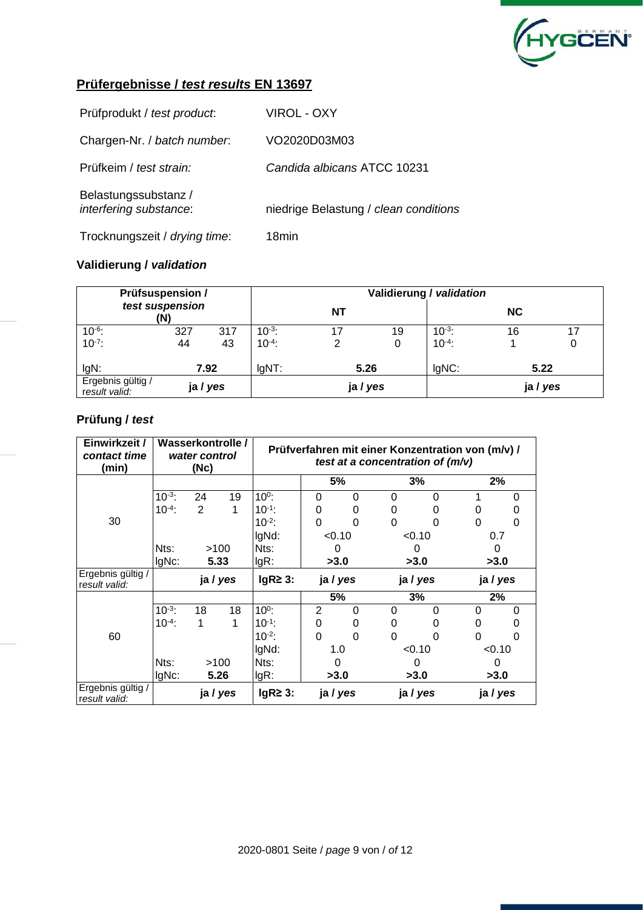## Prüfergebnisse / *test results* EN 13697

| | |
|---|---|
| Prüfprodukt / *test product*: | VIROL - OXY |
| Chargen-Nr. / *batch number*: | VO2020D03M03 |
| Prüfkeim / *test strain:* | *Candida albicans* ATCC 10231 |
| Belastungssubstanz / *interfering substance*: | niedrige Belastung / *clean conditions* |
| Trocknungszeit / *drying time*: | 18min |

### Validierung / *validation*

| Prüfsuspension / *test suspension* (N) | | | Validierung / *validation* | | | | | |
|---|---|---|---|---|---|---|---|---|
| | | | NT | | | NC | | |
| $10^{-6}$: | 327 | 317 | $10^{-3}$: | 17 | 19 | $10^{-3}$: | 16 | 17 |
| $10^{-7}$: | 44 | 43 | $10^{-4}$: | 2 | 0 | $10^{-4}$: | 1 | 0 |
| lgN: | 7.92 | | lgNT: | 5.26 | | lgNC: | 5.22 | |
| Ergebnis gültig / *result valid:* | ja / *yes* | | | ja / *yes* | | | ja / *yes* | |

### Prüfung / *test*

| Einwirkzeit / *contact time* (min) | Wasserkontrolle / *water control* (Nc) | | | Prüfverfahren mit einer Konzentration von (m/v) / *test at a concentration of (m/v)* | | | | | | |
|---|---|---|---|---|---|---|---|---|---|---|
| | | | | | 5% | | 3% | | 2% | |
| 30 | $10^{-3}$: | 24 | 19 | $10^{0}$: | 0 | 0 | 0 | 0 | 1 | 0 |
| | $10^{-4}$: | 2 | 1 | $10^{-1}$: | 0 | 0 | 0 | 0 | 0 | 0 |
| | | | | $10^{-2}$: | 0 | 0 | 0 | 0 | 0 | 0 |
| | | | | lgNd: | <0.10 | | <0.10 | | 0.7 | |
| | Nts: | >100 | | Nts: | 0 | | 0 | | 0 | |
| | lgNc: | 5.33 | | lgR: | >3.0 | | >3.0 | | >3.0 | |
| Ergebnis gültig / *result valid:* | | ja / *yes* | | lgR≥ 3: | ja / *yes* | | ja / *yes* | | ja / *yes* | |
| | | | | | 5% | | 3% | | 2% | |
| 60 | $10^{-3}$: | 18 | 18 | $10^{0}$: | 2 | 0 | 0 | 0 | 0 | 0 |
| | $10^{-4}$: | 1 | 1 | $10^{-1}$: | 0 | 0 | 0 | 0 | 0 | 0 |
| | | | | $10^{-2}$: | 0 | 0 | 0 | 0 | 0 | 0 |
| | | | | lgNd: | 1.0 | | <0.10 | | <0.10 | |
| | Nts: | >100 | | Nts: | 0 | | 0 | | 0 | |
| | lgNc: | 5.26 | | lgR: | >3.0 | | >3.0 | | >3.0 | |
| Ergebnis gültig / *result valid:* | | ja / *yes* | | lgR≥ 3: | ja / *yes* | | ja / *yes* | | ja / *yes* | |

2020-0801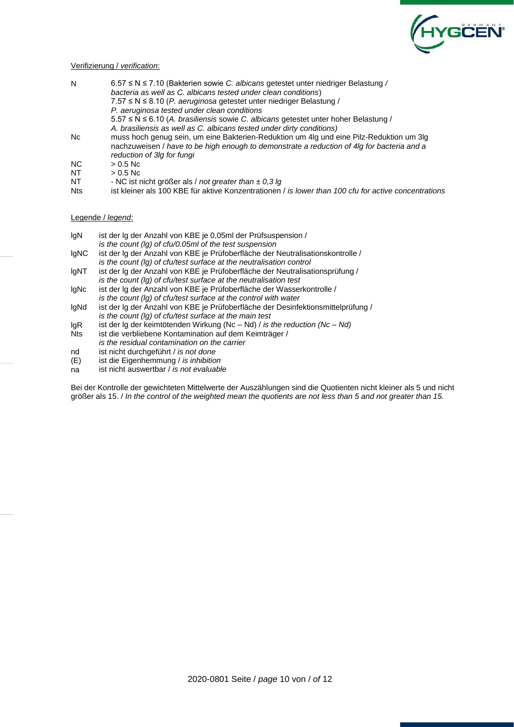Verifizierung / *verification*:

| | |
|---|---|
| N | 6.57 ≤ N ≤ 7.10 (Bakterien sowie *C. albicans* getestet unter niedriger Belastung / *bacteria as well as C. albicans tested under clean conditions*)<br>7.57 ≤ N ≤ 8.10 (*P. aeruginosa* getestet unter niedriger Belastung / *P. aeruginosa tested under clean conditions*<br>5.57 ≤ N ≤ 6.10 (*A. brasiliensis* sowie *C. albicans* getestet unter hoher Belastung / *A. brasiliensis as well as C. albicans tested under dirty conditions)* |
| Nc | muss hoch genug sein, um eine Bakterien-Reduktion um 4lg und eine Pilz-Reduktion um 3lg nachzuweisen / *have to be high enough to demonstrate a reduction of 4lg for bacteria and a reduction of 3lg for fungi* |
| NC | > 0.5 Nc |
| NT | > 0.5 Nc |
| NT | - NC ist nicht größer als / *not greater than ± 0,3 lg* |
| Nts | ist kleiner als 100 KBE für aktive Konzentrationen / *is lower than 100 cfu for active concentrations* |

Legende / *legend*:

| | |
|---|---|
| lgN | ist der lg der Anzahl von KBE je 0,05ml der Prüfsuspension / *is the count (lg) of cfu/0.05ml of the test suspension* |
| lgNC | ist der lg der Anzahl von KBE je Prüfoberfläche der Neutralisationskontrolle / *is the count (lg) of cfu/test surface at the neutralisation control* |
| lgNT | ist der lg der Anzahl von KBE je Prüfoberfläche der Neutralisationsprüfung / *is the count (lg) of cfu/test surface at the neutralisation test* |
| lgNc | ist der lg der Anzahl von KBE je Prüfoberfläche der Wasserkontrolle / *is the count (lg) of cfu/test surface at the control with water* |
| lgNd | ist der lg der Anzahl von KBE je Prüfoberfläche der Desinfektionsmittelprüfung / *is the count (lg) of cfu/test surface at the main test* |
| lgR | ist der lg der keimtötenden Wirkung (Nc – Nd) / *is the reduction (Nc – Nd)* |
| Nts | ist die verbliebene Kontamination auf dem Keimträger / *is the residual contamination on the carrier* |
| nd | ist nicht durchgeführt / *is not done* |
| (E) | ist die Eigenhemmung / *is inhibition* |
| na | ist nicht auswertbar / *is not evaluable* |

Bei der Kontrolle der gewichteten Mittelwerte der Auszählungen sind die Quotienten nicht kleiner als 5 und nicht größer als 15. / *In the control of the weighted mean the quotients are not less than 5 and not greater than 15.*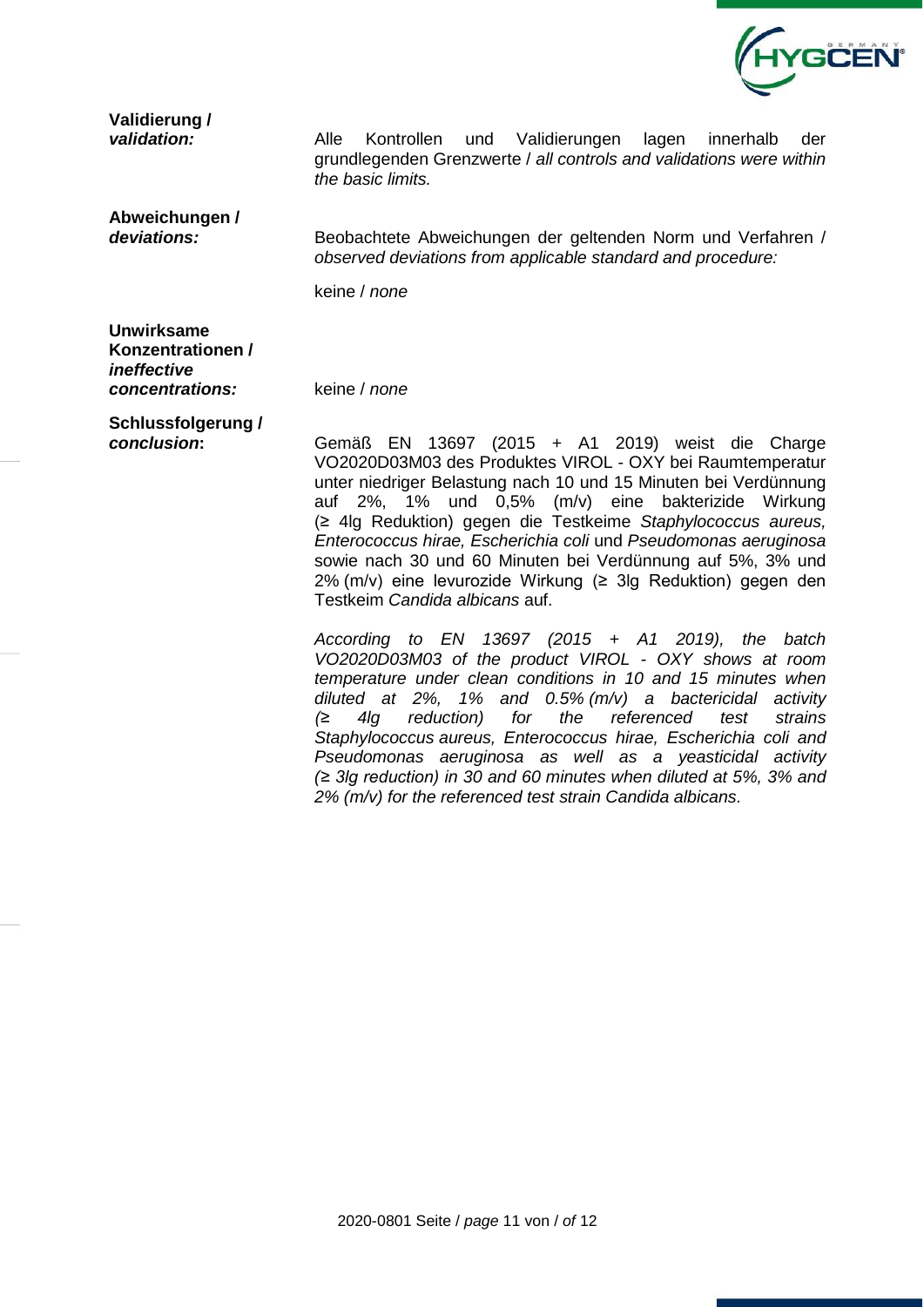**Validierung /**
***validation:***

Alle Kontrollen und Validierungen lagen innerhalb der grundlegenden Grenzwerte / *all controls and validations were within the basic limits.*

**Abweichungen /**
***deviations:***

Beobachtete Abweichungen der geltenden Norm und Verfahren / *observed deviations from applicable standard and procedure:*

keine / *none*

**Unwirksame Konzentrationen /**
***ineffective concentrations:***

keine / *none*

**Schlussfolgerung /**
***conclusion*:**

Gemäß EN 13697 (2015 + A1 2019) weist die Charge VO2020D03M03 des Produktes VIROL - OXY bei Raumtemperatur unter niedriger Belastung nach 10 und 15 Minuten bei Verdünnung auf 2%, 1% und 0,5% (m/v) eine bakterizide Wirkung (≥ 4lg Reduktion) gegen die Testkeime *Staphylococcus aureus, Enterococcus hirae, Escherichia coli* und *Pseudomonas aeruginosa* sowie nach 30 und 60 Minuten bei Verdünnung auf 5%, 3% und 2% (m/v) eine levurozide Wirkung (≥ 3lg Reduktion) gegen den Testkeim *Candida albicans* auf.

*According to EN 13697 (2015 + A1 2019), the batch VO2020D03M03 of the product VIROL - OXY shows at room temperature under clean conditions in 10 and 15 minutes when diluted at 2%, 1% and 0.5% (m/v) a bactericidal activity (≥ 4lg reduction) for the referenced test strains Staphylococcus aureus, Enterococcus hirae, Escherichia coli and Pseudomonas aeruginosa as well as a yeasticidal activity (≥ 3lg reduction) in 30 and 60 minutes when diluted at 5%, 3% and 2% (m/v) for the referenced test strain Candida albicans.*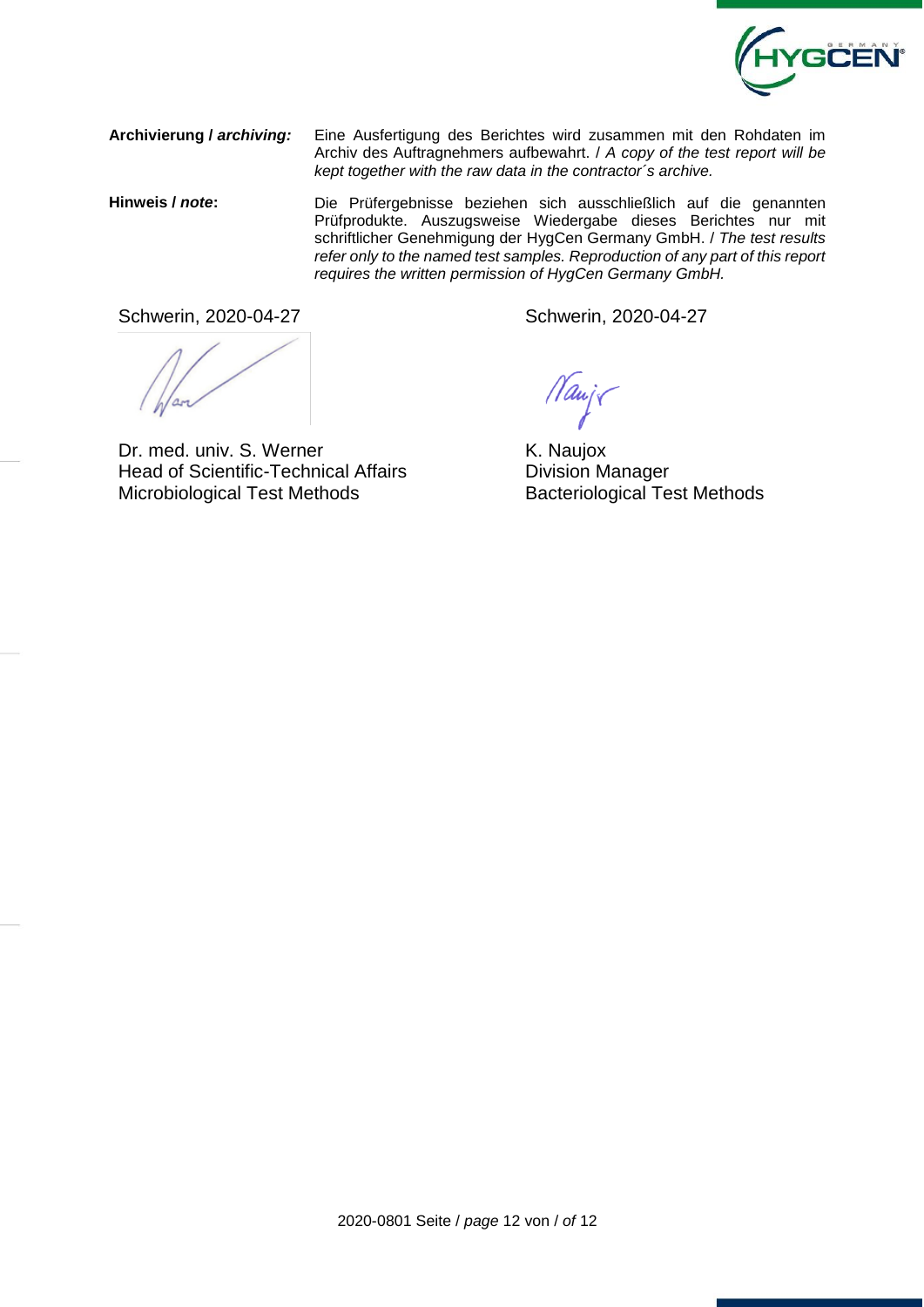**Archivierung / *archiving:*** Eine Ausfertigung des Berichtes wird zusammen mit den Rohdaten im Archiv des Auftragnehmers aufbewahrt. / *A copy of the test report will be kept together with the raw data in the contractor´s archive.*

**Hinweis / *note*:** Die Prüfergebnisse beziehen sich ausschließlich auf die genannten Prüfprodukte. Auszugsweise Wiedergabe dieses Berichtes nur mit schriftlicher Genehmigung der HygCen Germany GmbH. / *The test results refer only to the named test samples. Reproduction of any part of this report requires the written permission of HygCen Germany GmbH.*

Schwerin, 2020-04-27

Dr. med. univ. S. Werner
Head of Scientific-Technical Affairs
Microbiological Test Methods

Schwerin, 2020-04-27

K. Naujox
Division Manager
Bacteriological Test Methods